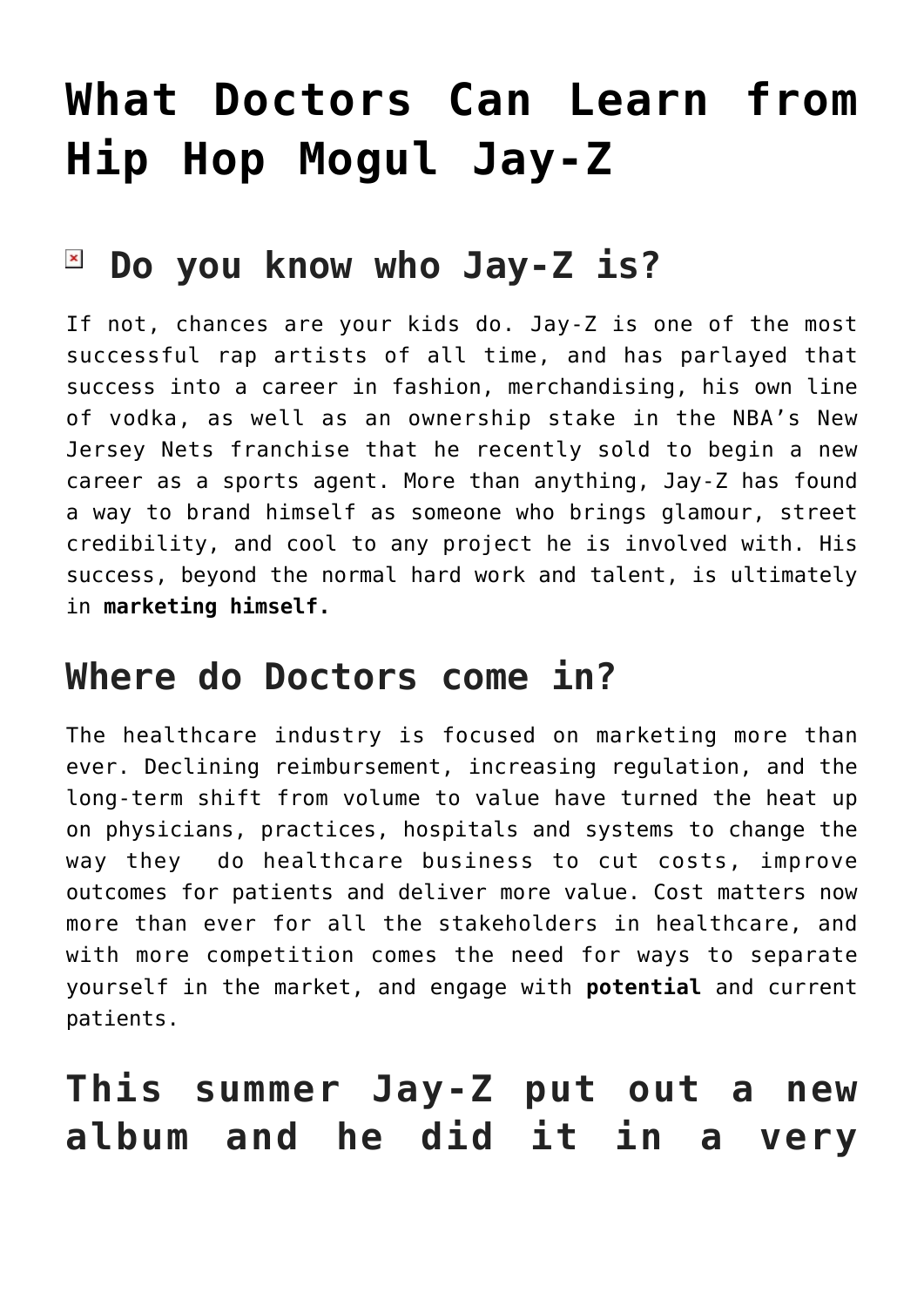# What Doctors Can Learn from Hip Hop Mogul Jay-Z

## Do you know who Jay-Z is?

If not, chances are your kids do. Jay-Z is one of the most successful rap artists of all time, and has parlayed that success into a career in fashion, merchandising, his own line of vodka, as well as an ownership stake in the NBA's New Jersey Nets franchise that he recently sold to begin a new career as a sports agent. More than anything, Jay-Z has found a way to brand himself as someone who brings glamour, street credibility, and cool to any project he is involved with. His success, beyond the normal hard work and talent, is ultimately in **marketing himself.**

## Where do Doctors come in?

The healthcare industry is focused on marketing more than ever. Declining reimbursement, increasing regulation, and the long-term shift from volume to value have turned the heat up on physicians, practices, hospitals and systems to change the way they do healthcare business to cut costs, improve outcomes for patients and deliver more value. Cost matters now more than ever for all the stakeholders in healthcare, and with more competition comes the need for ways to separate yourself in the market, and engage with **potential** and current patients.

## This summer Jay-Z put out a new album and he did it in a very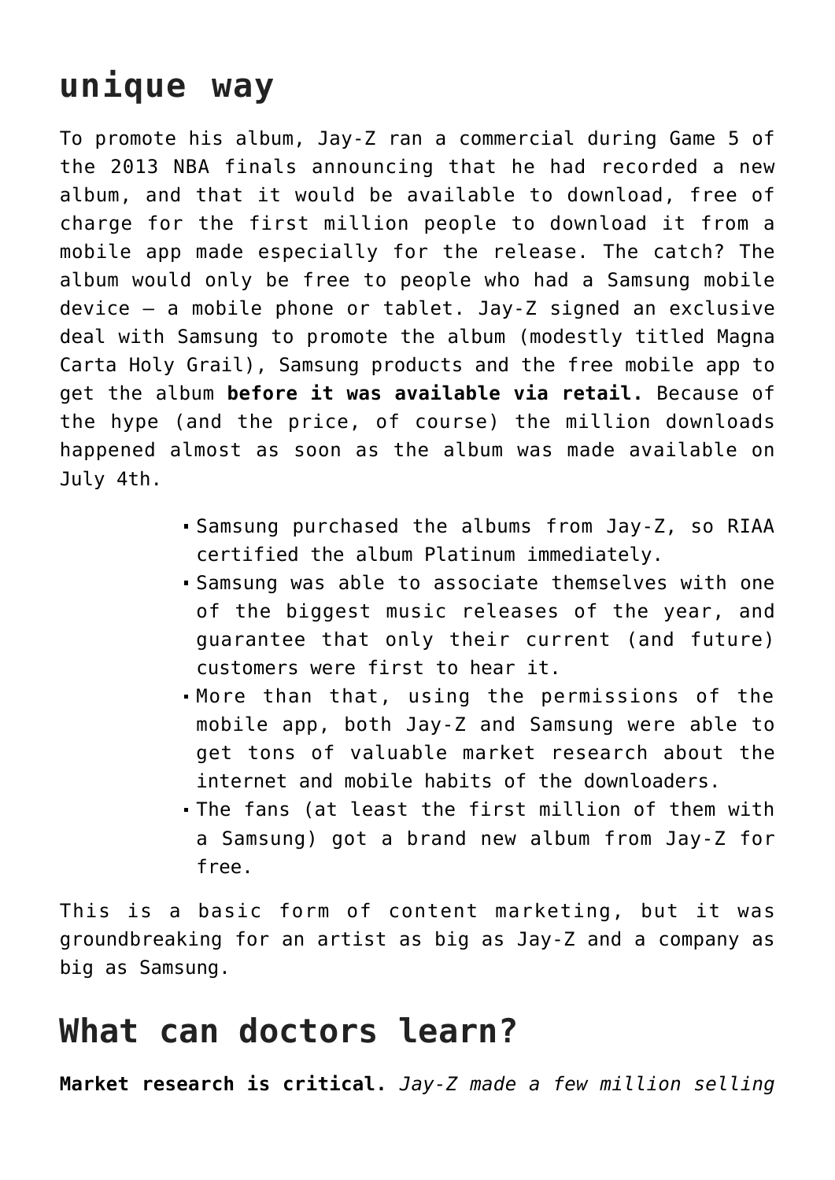## unique way

To promote his album, Jay-Z ran a commercial during Game 5 of the 2013 NBA finals announcing that he had recorded a new album, and that it would be available to download, free of charge for the first million people to download it from a mobile app made especially for the release. The catch? The album would only be free to people who had a Samsung mobile device – a mobile phone or tablet. Jay-Z signed an exclusive deal with Samsung to promote the album (modestly titled Magna Carta Holy Grail), Samsung products and the free mobile app to get the album **before it was available via retail.** Because of the hype (and the price, of course) the million downloads happened almost as soon as the album was made available on July 4th.

- Samsung purchased the albums from Jay-Z, so RIAA certified the album Platinum immediately.
- Samsung was able to associate themselves with one of the biggest music releases of the year, and guarantee that only their current (and future) customers were first to hear it.
- More than that, using the permissions of the mobile app, both Jay-Z and Samsung were able to get tons of valuable market research about the internet and mobile habits of the downloaders.
- The fans (at least the first million of them with a Samsung) got a brand new album from Jay-Z for free.

This is a basic form of content marketing, but it was groundbreaking for an artist as big as Jay-Z and a company as big as Samsung.

## What can doctors learn?

**Market research is critical.** *Jay-Z made a few million selling*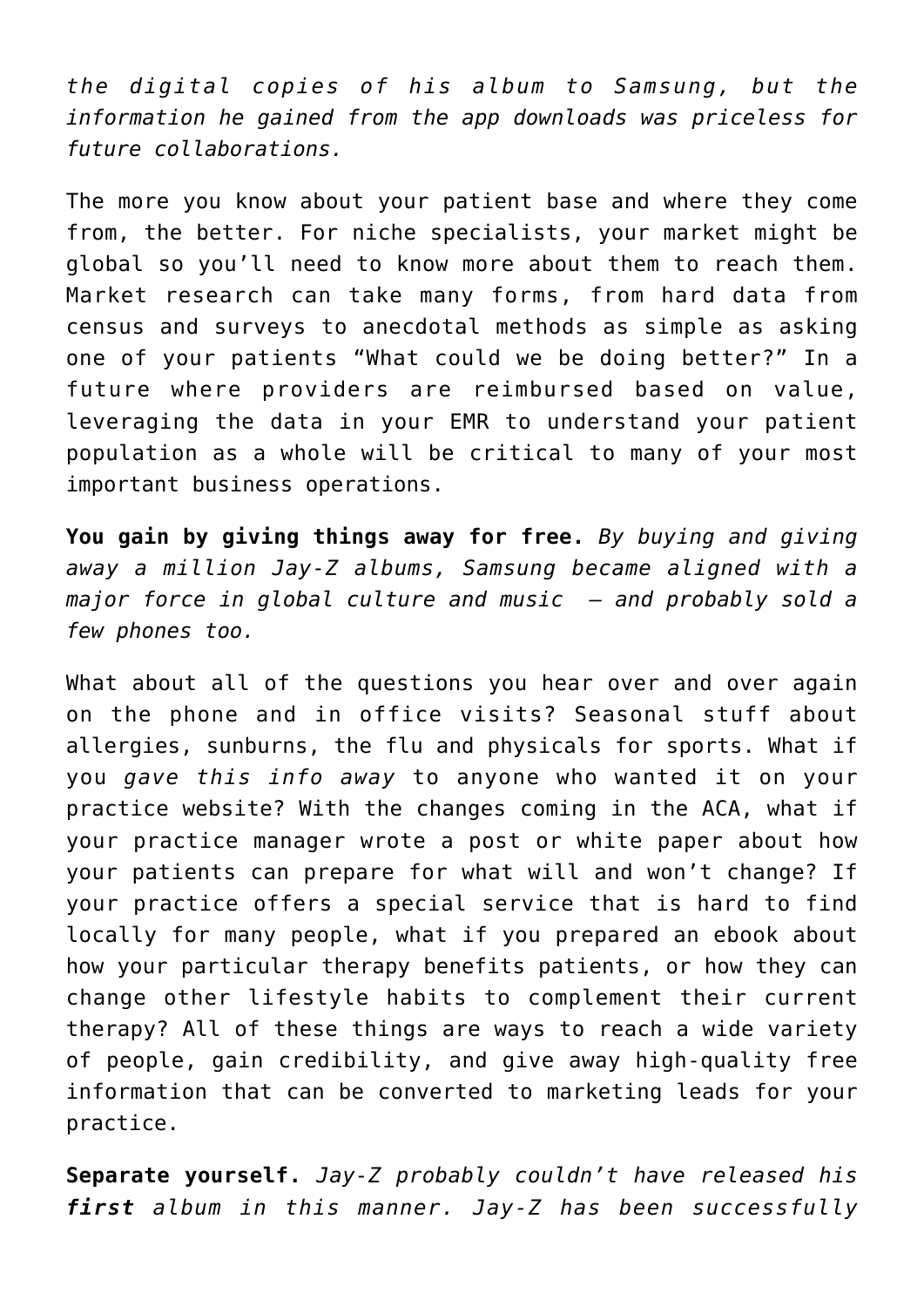*the digital copies of his album to Samsung, but the information he gained from the app downloads was priceless for future collaborations.*

The more you know about your patient base and where they come from, the better. For niche specialists, your market might be global so you'll need to know more about them to reach them. Market research can take many forms, from hard data from census and surveys to anecdotal methods as simple as asking one of your patients "What could we be doing better?" In a future where providers are reimbursed based on value, leveraging the data in your EMR to understand your patient population as a whole will be critical to many of your most important business operations.

**You gain by giving things away for free.** *By buying and giving away a million Jay-Z albums, Samsung became aligned with a major force in global culture and music – and probably sold a few phones too.*

What about all of the questions you hear over and over again on the phone and in office visits? Seasonal stuff about allergies, sunburns, the flu and physicals for sports. What if you *gave this info away* to anyone who wanted it on your practice website? With the changes coming in the ACA, what if your practice manager wrote a post or white paper about how your patients can prepare for what will and won't change? If your practice offers a special service that is hard to find locally for many people, what if you prepared an ebook about how your particular therapy benefits patients, or how they can change other lifestyle habits to complement their current therapy? All of these things are ways to reach a wide variety of people, gain credibility, and give away high-quality free information that can be converted to marketing leads for your practice.

**Separate yourself.** *Jay-Z probably couldn't have released his* ***first*** *album in this manner. Jay-Z has been successfully*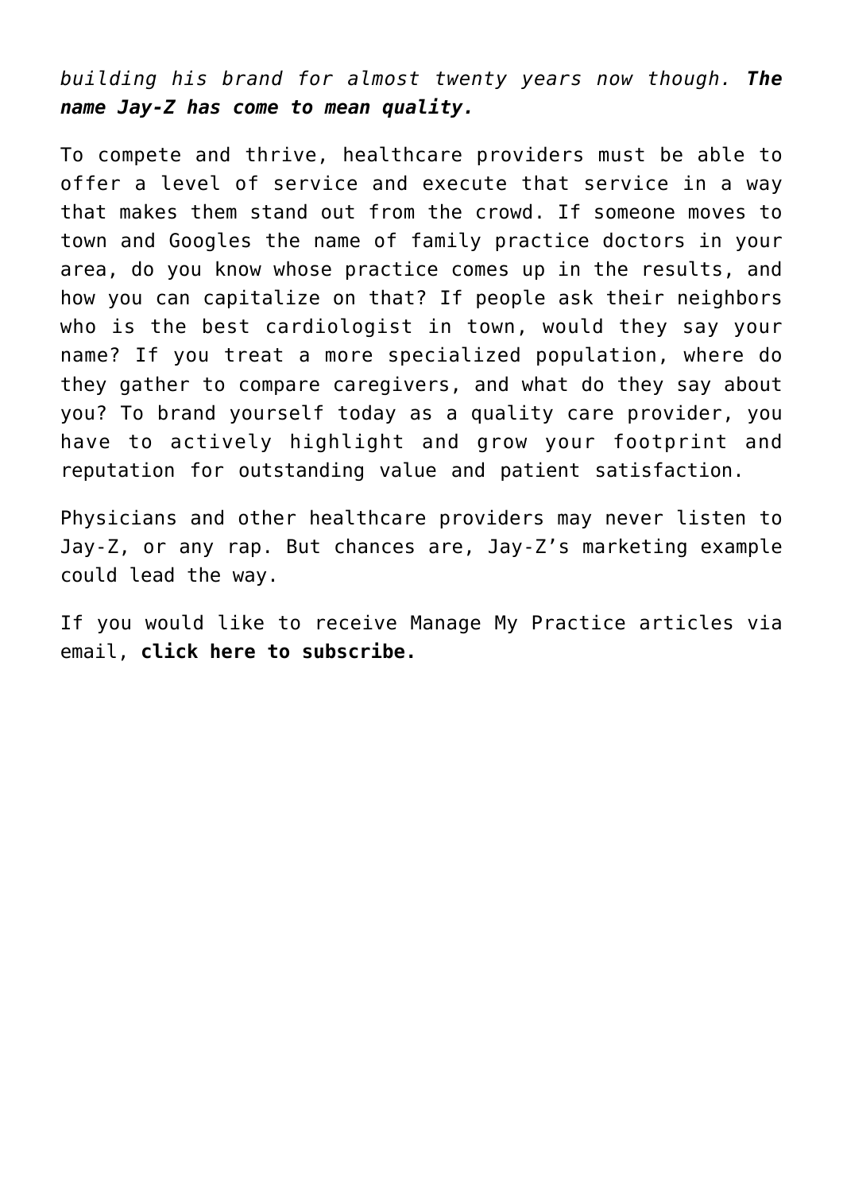*building his brand for almost twenty years now though.* ***The name Jay-Z has come to mean quality.***

To compete and thrive, healthcare providers must be able to offer a level of service and execute that service in a way that makes them stand out from the crowd. If someone moves to town and Googles the name of family practice doctors in your area, do you know whose practice comes up in the results, and how you can capitalize on that? If people ask their neighbors who is the best cardiologist in town, would they say your name? If you treat a more specialized population, where do they gather to compare caregivers, and what do they say about you? To brand yourself today as a quality care provider, you have to actively highlight and grow your footprint and reputation for outstanding value and patient satisfaction.

Physicians and other healthcare providers may never listen to Jay-Z, or any rap. But chances are, Jay-Z's marketing example could lead the way.

If you would like to receive Manage My Practice articles via email, **click here to subscribe.**